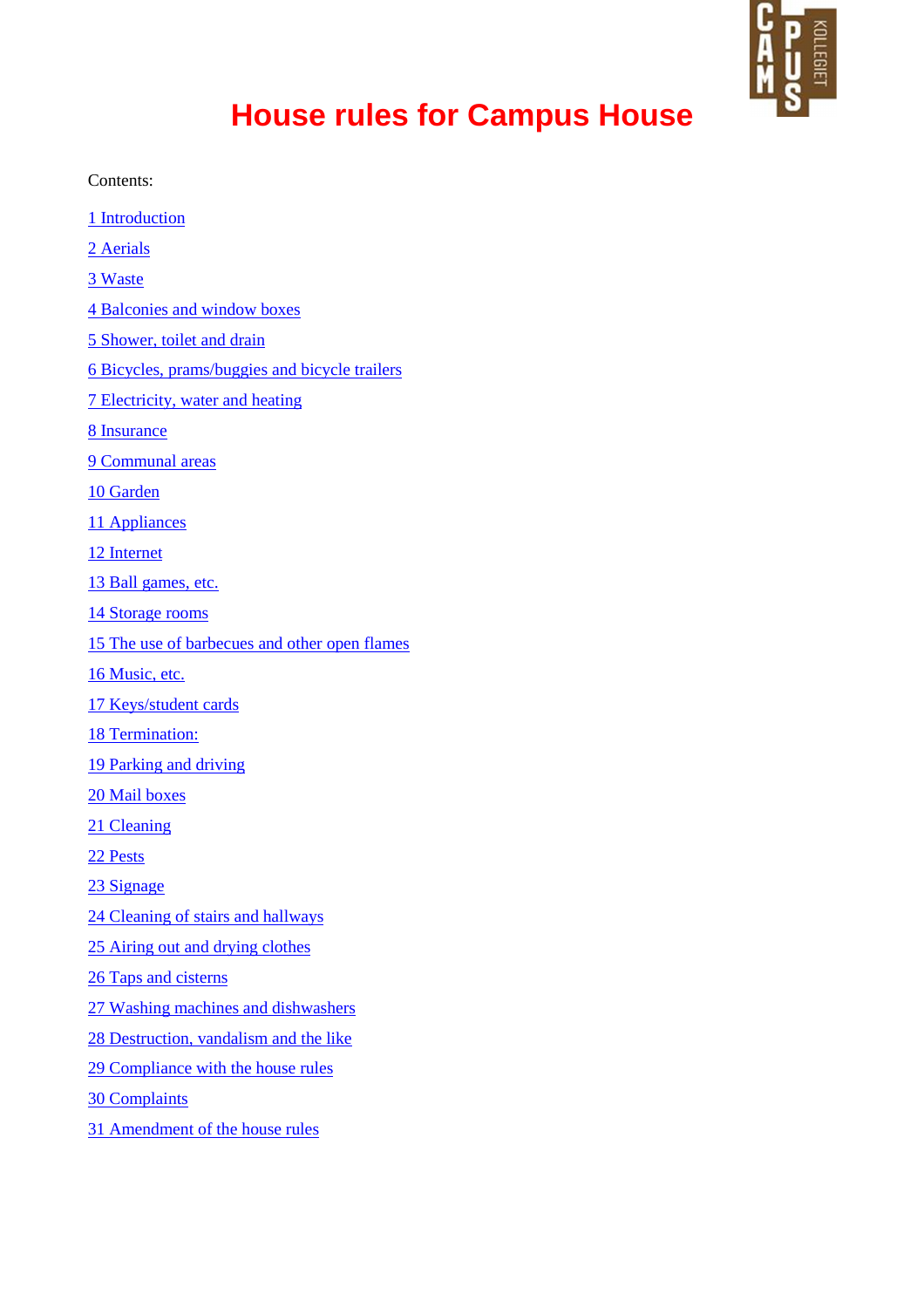# House rules for Campus House

Contents:

1 Introduction

2 Aerials

3 Waste

4 Balconies and window boxes

5 Shower, toilet and drain

6 Bicycles, prams/buggies and bicycle trailers

7 Electricity, water and heating

8 Insurance

9 Communal areas

10 Garden

11 Appliances

12 Internet

13 Ball games, etc.

14 Storage rooms

15 The use of barbecues and other open flames

16 Music, etc.

17 Keys/student cards

18 Termination:

19 Parking and driving

20 Mail boxes

21 Cleaning

22 Pests

23 Signage

24 Cleaning of stairs and hallways

25 Airing out and drying clothes

26 Taps and cisterns

27 Washing machines and dishwashers

28 Destruction, vandalism and the like

29 Compliance with the house rules

30 Complaints

31 Amendment of the house rules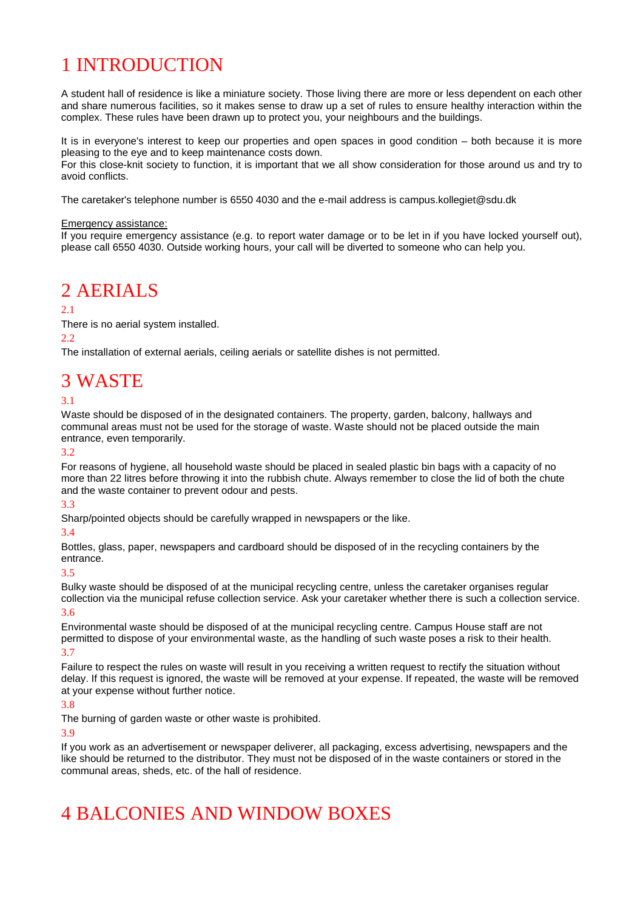# 1 INTRODUCTION

A student hall of residence is like a miniature society. Those living there are more or less dependent on each other and share numerous facilities, so it makes sense to draw up a set of rules to ensure healthy interaction within the complex. These rules have been drawn up to protect you, your neighbours and the buildings.

It is in everyone's interest to keep our properties and open spaces in good condition – both because it is more pleasing to the eye and to keep maintenance costs down.
For this close-knit society to function, it is important that we all show consideration for those around us and try to avoid conflicts.

The caretaker's telephone number is 6550 4030 and the e-mail address is campus.kollegiet@sdu.dk

Emergency assistance:
If you require emergency assistance (e.g. to report water damage or to be let in if you have locked yourself out), please call 6550 4030. Outside working hours, your call will be diverted to someone who can help you.

# 2 AERIALS

2.1

There is no aerial system installed.

2.2

The installation of external aerials, ceiling aerials or satellite dishes is not permitted.

# 3 WASTE

3.1

Waste should be disposed of in the designated containers. The property, garden, balcony, hallways and communal areas must not be used for the storage of waste. Waste should not be placed outside the main entrance, even temporarily.

3.2

For reasons of hygiene, all household waste should be placed in sealed plastic bin bags with a capacity of no more than 22 litres before throwing it into the rubbish chute. Always remember to close the lid of both the chute and the waste container to prevent odour and pests.

3.3

Sharp/pointed objects should be carefully wrapped in newspapers or the like.

3.4

Bottles, glass, paper, newspapers and cardboard should be disposed of in the recycling containers by the entrance.

3.5

Bulky waste should be disposed of at the municipal recycling centre, unless the caretaker organises regular collection via the municipal refuse collection service. Ask your caretaker whether there is such a collection service.

3.6

Environmental waste should be disposed of at the municipal recycling centre. Campus House staff are not permitted to dispose of your environmental waste, as the handling of such waste poses a risk to their health.

3.7

Failure to respect the rules on waste will result in you receiving a written request to rectify the situation without delay. If this request is ignored, the waste will be removed at your expense. If repeated, the waste will be removed at your expense without further notice.

3.8

The burning of garden waste or other waste is prohibited.

3.9

If you work as an advertisement or newspaper deliverer, all packaging, excess advertising, newspapers and the like should be returned to the distributor. They must not be disposed of in the waste containers or stored in the communal areas, sheds, etc. of the hall of residence.

# 4 BALCONIES AND WINDOW BOXES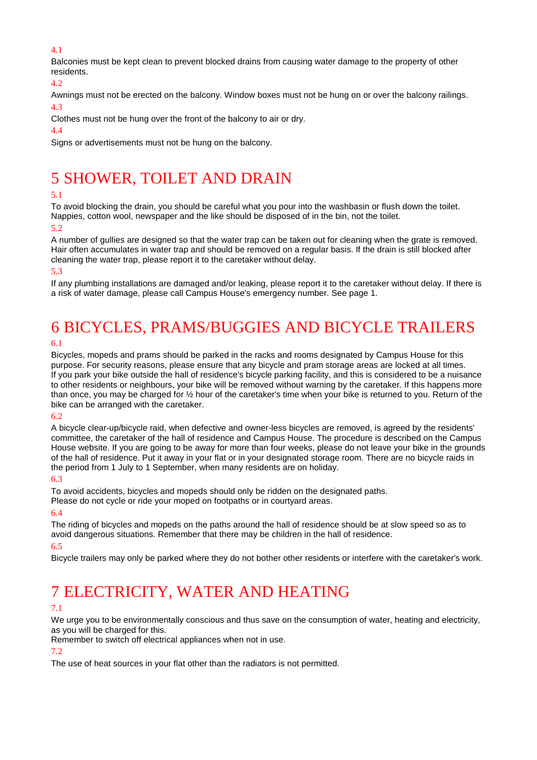4.1

Balconies must be kept clean to prevent blocked drains from causing water damage to the property of other residents.

4.2

Awnings must not be erected on the balcony. Window boxes must not be hung on or over the balcony railings.

4.3

Clothes must not be hung over the front of the balcony to air or dry.

4.4

Signs or advertisements must not be hung on the balcony.

# 5 SHOWER, TOILET AND DRAIN

5.1

To avoid blocking the drain, you should be careful what you pour into the washbasin or flush down the toilet. Nappies, cotton wool, newspaper and the like should be disposed of in the bin, not the toilet.

5.2

A number of gullies are designed so that the water trap can be taken out for cleaning when the grate is removed. Hair often accumulates in water trap and should be removed on a regular basis. If the drain is still blocked after cleaning the water trap, please report it to the caretaker without delay.

5.3

If any plumbing installations are damaged and/or leaking, please report it to the caretaker without delay. If there is a risk of water damage, please call Campus House's emergency number. See page 1.

# 6 BICYCLES, PRAMS/BUGGIES AND BICYCLE TRAILERS

6.1

Bicycles, mopeds and prams should be parked in the racks and rooms designated by Campus House for this purpose. For security reasons, please ensure that any bicycle and pram storage areas are locked at all times.
If you park your bike outside the hall of residence's bicycle parking facility, and this is considered to be a nuisance to other residents or neighbours, your bike will be removed without warning by the caretaker. If this happens more than once, you may be charged for ½ hour of the caretaker's time when your bike is returned to you. Return of the bike can be arranged with the caretaker.

6.2

A bicycle clear-up/bicycle raid, when defective and owner-less bicycles are removed, is agreed by the residents' committee, the caretaker of the hall of residence and Campus House. The procedure is described on the Campus House website. If you are going to be away for more than four weeks, please do not leave your bike in the grounds of the hall of residence. Put it away in your flat or in your designated storage room. There are no bicycle raids in the period from 1 July to 1 September, when many residents are on holiday.

6.3

To avoid accidents, bicycles and mopeds should only be ridden on the designated paths.
Please do not cycle or ride your moped on footpaths or in courtyard areas.

6.4

The riding of bicycles and mopeds on the paths around the hall of residence should be at slow speed so as to avoid dangerous situations. Remember that there may be children in the hall of residence.

6.5

Bicycle trailers may only be parked where they do not bother other residents or interfere with the caretaker's work.

# 7 ELECTRICITY, WATER AND HEATING

7.1

We urge you to be environmentally conscious and thus save on the consumption of water, heating and electricity, as you will be charged for this.
Remember to switch off electrical appliances when not in use.

7.2

The use of heat sources in your flat other than the radiators is not permitted.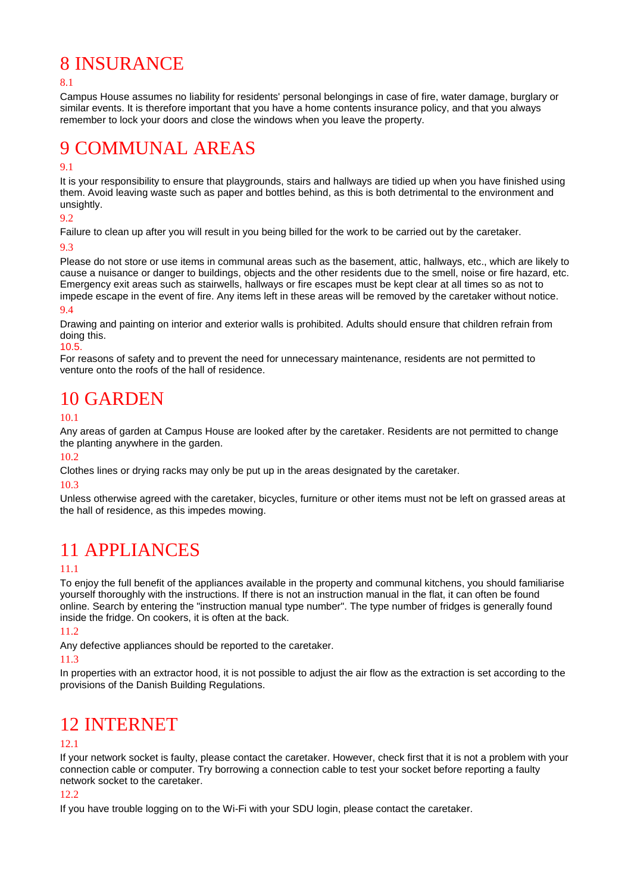# 8 INSURANCE

8.1

Campus House assumes no liability for residents' personal belongings in case of fire, water damage, burglary or similar events. It is therefore important that you have a home contents insurance policy, and that you always remember to lock your doors and close the windows when you leave the property.

# 9 COMMUNAL AREAS

9.1

It is your responsibility to ensure that playgrounds, stairs and hallways are tidied up when you have finished using them. Avoid leaving waste such as paper and bottles behind, as this is both detrimental to the environment and unsightly.

9.2

Failure to clean up after you will result in you being billed for the work to be carried out by the caretaker.

9.3

Please do not store or use items in communal areas such as the basement, attic, hallways, etc., which are likely to cause a nuisance or danger to buildings, objects and the other residents due to the smell, noise or fire hazard, etc. Emergency exit areas such as stairwells, hallways or fire escapes must be kept clear at all times so as not to impede escape in the event of fire. Any items left in these areas will be removed by the caretaker without notice.

9.4

Drawing and painting on interior and exterior walls is prohibited. Adults should ensure that children refrain from doing this.

10.5.

For reasons of safety and to prevent the need for unnecessary maintenance, residents are not permitted to venture onto the roofs of the hall of residence.

# 10 GARDEN

10.1

Any areas of garden at Campus House are looked after by the caretaker. Residents are not permitted to change the planting anywhere in the garden.

10.2

Clothes lines or drying racks may only be put up in the areas designated by the caretaker.

10.3

Unless otherwise agreed with the caretaker, bicycles, furniture or other items must not be left on grassed areas at the hall of residence, as this impedes mowing.

# 11 APPLIANCES

11.1

To enjoy the full benefit of the appliances available in the property and communal kitchens, you should familiarise yourself thoroughly with the instructions. If there is not an instruction manual in the flat, it can often be found online. Search by entering the "instruction manual type number". The type number of fridges is generally found inside the fridge. On cookers, it is often at the back.

11.2

Any defective appliances should be reported to the caretaker.

11.3

In properties with an extractor hood, it is not possible to adjust the air flow as the extraction is set according to the provisions of the Danish Building Regulations.

# 12 INTERNET

12.1

If your network socket is faulty, please contact the caretaker. However, check first that it is not a problem with your connection cable or computer. Try borrowing a connection cable to test your socket before reporting a faulty network socket to the caretaker.

12.2

If you have trouble logging on to the Wi-Fi with your SDU login, please contact the caretaker.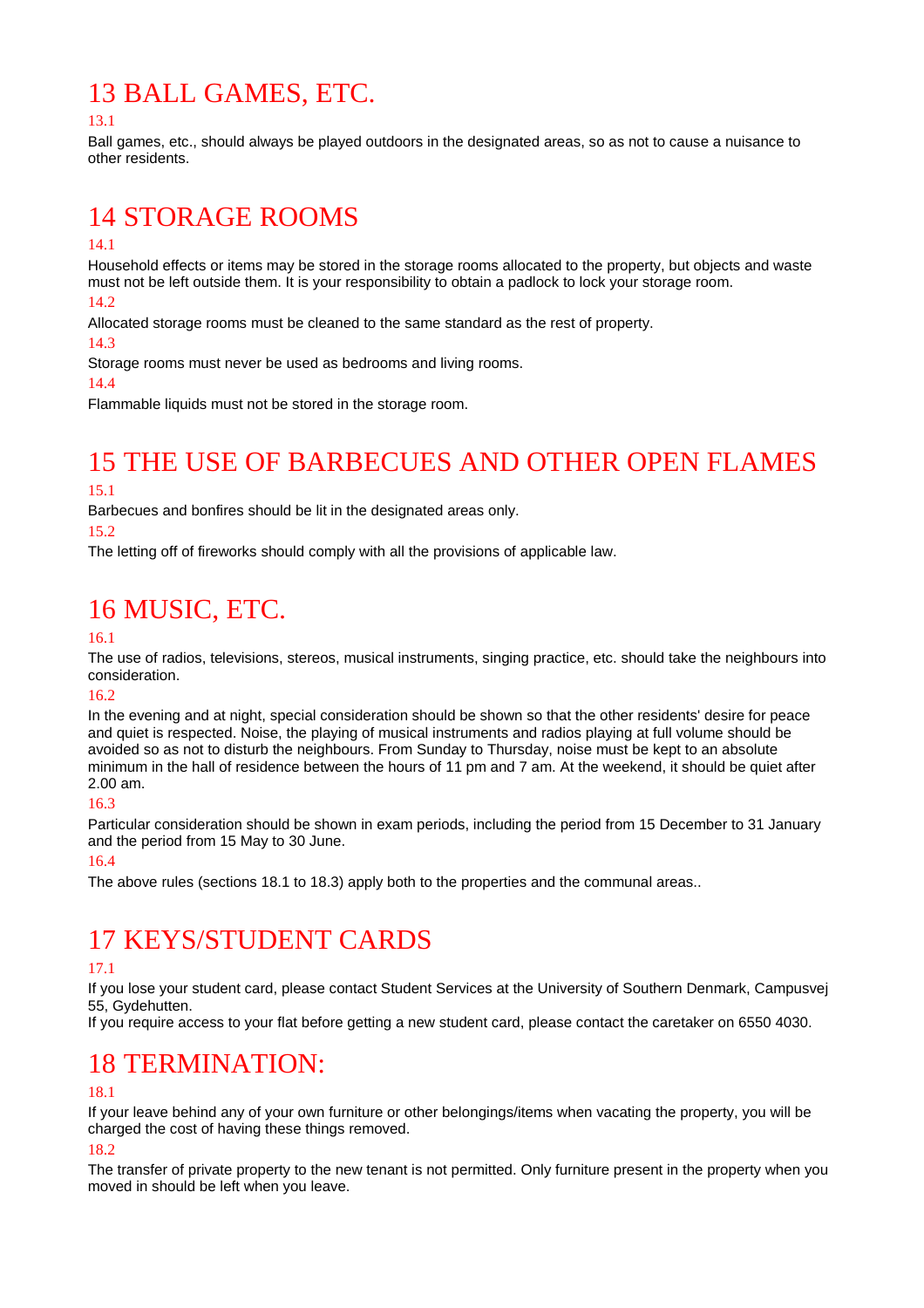# 13 BALL GAMES, ETC.

13.1

Ball games, etc., should always be played outdoors in the designated areas, so as not to cause a nuisance to other residents.

# 14 STORAGE ROOMS

14.1

Household effects or items may be stored in the storage rooms allocated to the property, but objects and waste must not be left outside them. It is your responsibility to obtain a padlock to lock your storage room.

14.2

Allocated storage rooms must be cleaned to the same standard as the rest of property.

14.3

Storage rooms must never be used as bedrooms and living rooms.

14.4

Flammable liquids must not be stored in the storage room.

# 15 THE USE OF BARBECUES AND OTHER OPEN FLAMES

15.1

Barbecues and bonfires should be lit in the designated areas only.

15.2

The letting off of fireworks should comply with all the provisions of applicable law.

# 16 MUSIC, ETC.

16.1

The use of radios, televisions, stereos, musical instruments, singing practice, etc. should take the neighbours into consideration.

16.2

In the evening and at night, special consideration should be shown so that the other residents' desire for peace and quiet is respected. Noise, the playing of musical instruments and radios playing at full volume should be avoided so as not to disturb the neighbours. From Sunday to Thursday, noise must be kept to an absolute minimum in the hall of residence between the hours of 11 pm and 7 am. At the weekend, it should be quiet after 2.00 am.

16.3

Particular consideration should be shown in exam periods, including the period from 15 December to 31 January and the period from 15 May to 30 June.

16.4

The above rules (sections 18.1 to 18.3) apply both to the properties and the communal areas..

# 17 KEYS/STUDENT CARDS

17.1

If you lose your student card, please contact Student Services at the University of Southern Denmark, Campusvej 55, Gydehutten.
If you require access to your flat before getting a new student card, please contact the caretaker on 6550 4030.

# 18 TERMINATION:

18.1

If your leave behind any of your own furniture or other belongings/items when vacating the property, you will be charged the cost of having these things removed.

18.2

The transfer of private property to the new tenant is not permitted. Only furniture present in the property when you moved in should be left when you leave.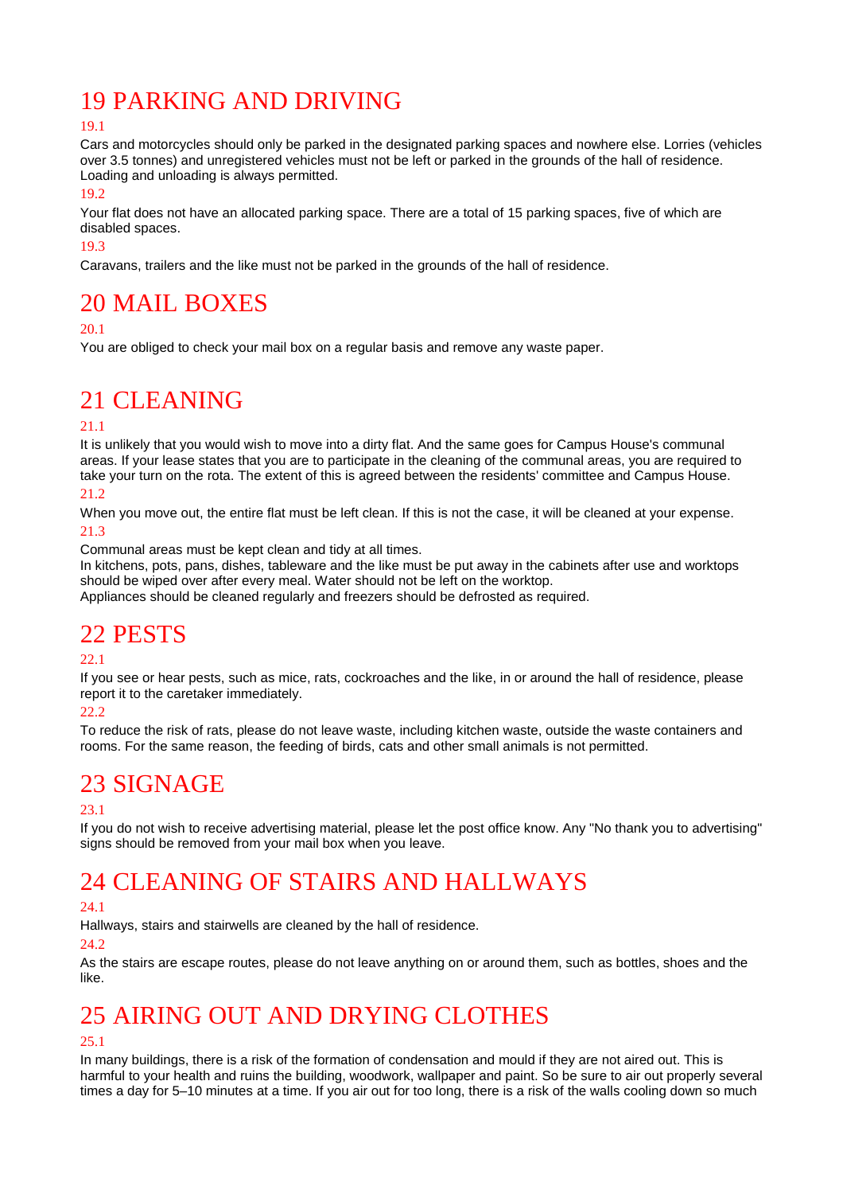# 19 PARKING AND DRIVING

19.1

Cars and motorcycles should only be parked in the designated parking spaces and nowhere else. Lorries (vehicles over 3.5 tonnes) and unregistered vehicles must not be left or parked in the grounds of the hall of residence. Loading and unloading is always permitted.

19.2

Your flat does not have an allocated parking space. There are a total of 15 parking spaces, five of which are disabled spaces.

19.3

Caravans, trailers and the like must not be parked in the grounds of the hall of residence.

# 20 MAIL BOXES

20.1

You are obliged to check your mail box on a regular basis and remove any waste paper.

# 21 CLEANING

21.1

It is unlikely that you would wish to move into a dirty flat. And the same goes for Campus House's communal areas. If your lease states that you are to participate in the cleaning of the communal areas, you are required to take your turn on the rota. The extent of this is agreed between the residents' committee and Campus House.

21.2

When you move out, the entire flat must be left clean. If this is not the case, it will be cleaned at your expense.

21.3

Communal areas must be kept clean and tidy at all times.
In kitchens, pots, pans, dishes, tableware and the like must be put away in the cabinets after use and worktops should be wiped over after every meal. Water should not be left on the worktop.
Appliances should be cleaned regularly and freezers should be defrosted as required.

# 22 PESTS

22.1

If you see or hear pests, such as mice, rats, cockroaches and the like, in or around the hall of residence, please report it to the caretaker immediately.

22.2

To reduce the risk of rats, please do not leave waste, including kitchen waste, outside the waste containers and rooms. For the same reason, the feeding of birds, cats and other small animals is not permitted.

# 23 SIGNAGE

23.1

If you do not wish to receive advertising material, please let the post office know. Any "No thank you to advertising" signs should be removed from your mail box when you leave.

# 24 CLEANING OF STAIRS AND HALLWAYS

24.1

Hallways, stairs and stairwells are cleaned by the hall of residence.

24.2

As the stairs are escape routes, please do not leave anything on or around them, such as bottles, shoes and the like.

# 25 AIRING OUT AND DRYING CLOTHES

25.1

In many buildings, there is a risk of the formation of condensation and mould if they are not aired out. This is harmful to your health and ruins the building, woodwork, wallpaper and paint. So be sure to air out properly several times a day for 5–10 minutes at a time. If you air out for too long, there is a risk of the walls cooling down so much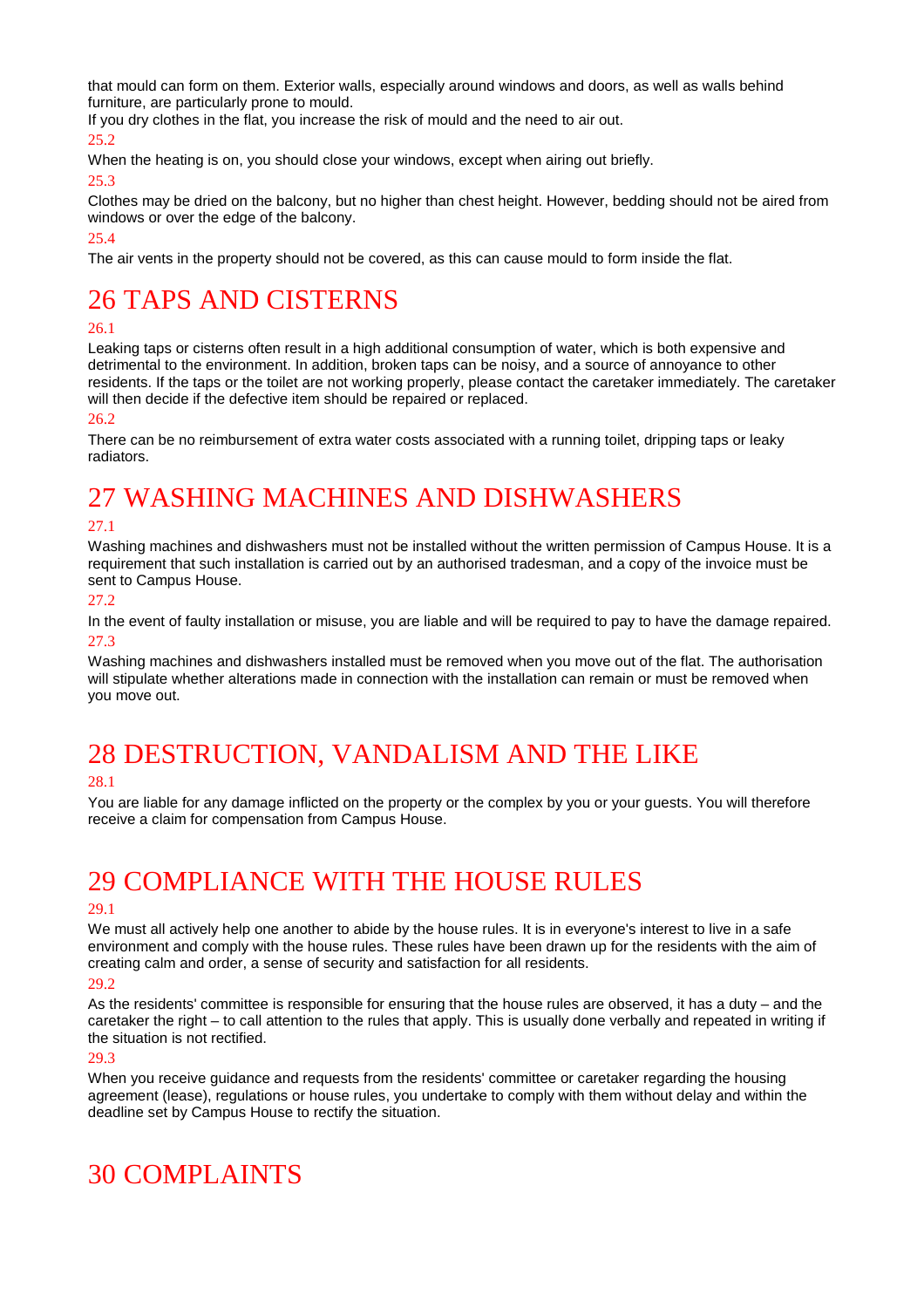that mould can form on them. Exterior walls, especially around windows and doors, as well as walls behind furniture, are particularly prone to mould.
If you dry clothes in the flat, you increase the risk of mould and the need to air out.

25.2

When the heating is on, you should close your windows, except when airing out briefly.

25.3

Clothes may be dried on the balcony, but no higher than chest height. However, bedding should not be aired from windows or over the edge of the balcony.

25.4

The air vents in the property should not be covered, as this can cause mould to form inside the flat.

# 26 TAPS AND CISTERNS

26.1

Leaking taps or cisterns often result in a high additional consumption of water, which is both expensive and detrimental to the environment. In addition, broken taps can be noisy, and a source of annoyance to other residents. If the taps or the toilet are not working properly, please contact the caretaker immediately. The caretaker will then decide if the defective item should be repaired or replaced.

26.2

There can be no reimbursement of extra water costs associated with a running toilet, dripping taps or leaky radiators.

# 27 WASHING MACHINES AND DISHWASHERS

27.1

Washing machines and dishwashers must not be installed without the written permission of Campus House. It is a requirement that such installation is carried out by an authorised tradesman, and a copy of the invoice must be sent to Campus House.

27.2

In the event of faulty installation or misuse, you are liable and will be required to pay to have the damage repaired.

27.3

Washing machines and dishwashers installed must be removed when you move out of the flat. The authorisation will stipulate whether alterations made in connection with the installation can remain or must be removed when you move out.

# 28 DESTRUCTION, VANDALISM AND THE LIKE

28.1

You are liable for any damage inflicted on the property or the complex by you or your guests. You will therefore receive a claim for compensation from Campus House.

# 29 COMPLIANCE WITH THE HOUSE RULES

29.1

We must all actively help one another to abide by the house rules. It is in everyone's interest to live in a safe environment and comply with the house rules. These rules have been drawn up for the residents with the aim of creating calm and order, a sense of security and satisfaction for all residents.

29.2

As the residents' committee is responsible for ensuring that the house rules are observed, it has a duty – and the caretaker the right – to call attention to the rules that apply. This is usually done verbally and repeated in writing if the situation is not rectified.

29.3

When you receive guidance and requests from the residents' committee or caretaker regarding the housing agreement (lease), regulations or house rules, you undertake to comply with them without delay and within the deadline set by Campus House to rectify the situation.

# 30 COMPLAINTS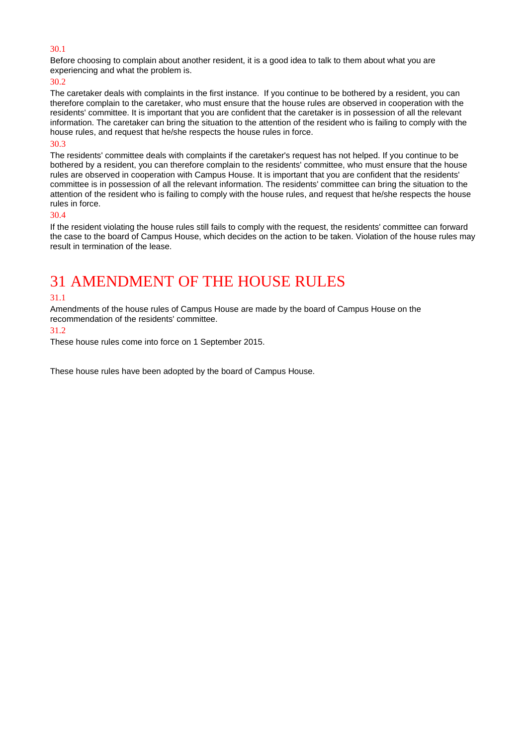30.1

Before choosing to complain about another resident, it is a good idea to talk to them about what you are experiencing and what the problem is.

30.2

The caretaker deals with complaints in the first instance.  If you continue to be bothered by a resident, you can therefore complain to the caretaker, who must ensure that the house rules are observed in cooperation with the residents' committee. It is important that you are confident that the caretaker is in possession of all the relevant information. The caretaker can bring the situation to the attention of the resident who is failing to comply with the house rules, and request that he/she respects the house rules in force.

30.3

The residents' committee deals with complaints if the caretaker's request has not helped. If you continue to be bothered by a resident, you can therefore complain to the residents' committee, who must ensure that the house rules are observed in cooperation with Campus House. It is important that you are confident that the residents' committee is in possession of all the relevant information. The residents' committee can bring the situation to the attention of the resident who is failing to comply with the house rules, and request that he/she respects the house rules in force.

30.4

If the resident violating the house rules still fails to comply with the request, the residents' committee can forward the case to the board of Campus House, which decides on the action to be taken. Violation of the house rules may result in termination of the lease.

# 31 AMENDMENT OF THE HOUSE RULES

31.1

Amendments of the house rules of Campus House are made by the board of Campus House on the recommendation of the residents' committee.

31.2

These house rules come into force on 1 September 2015.

These house rules have been adopted by the board of Campus House.